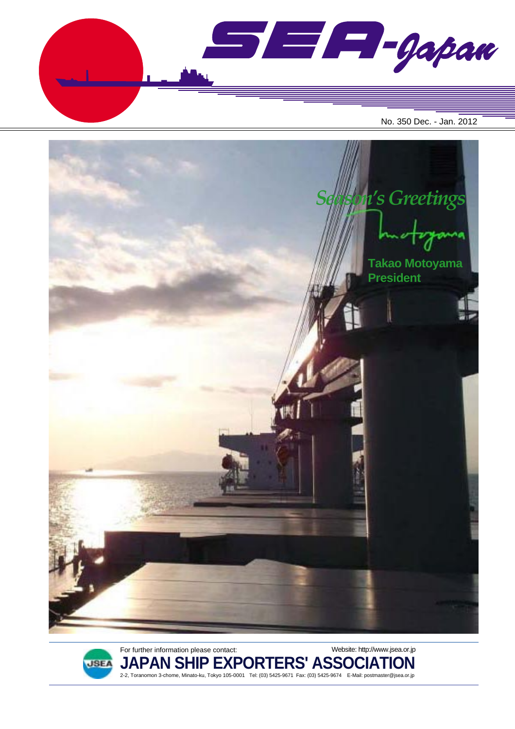# SEA-Japan

No. 350 Dec. - Jan. 2012

*Season's Greetings*

Takao Motoyama
President

For further information please contact:

Website: http://www.jsea.or.jp

**JAPAN SHIP EXPORTERS' ASSOCIATION**

2-2, Toranomon 3-chome, Minato-ku, Tokyo 105-0001 Tel: (03) 5425-9671 Fax: (03) 5425-9674 E-Mail: postmaster@jsea.or.jp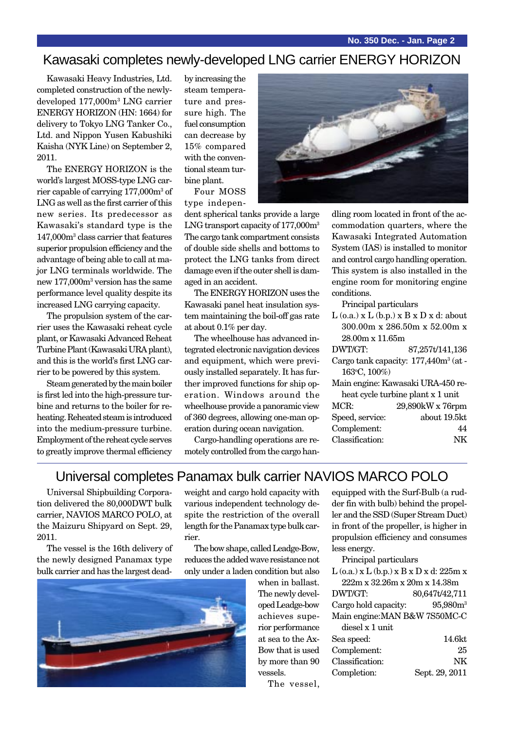## Kawasaki completes newly-developed LNG carrier ENERGY HORIZON

Kawasaki Heavy Industries, Ltd. completed construction of the newly-developed 177,000m³ LNG carrier ENERGY HORIZON (HN: 1664) for delivery to Tokyo LNG Tanker Co., Ltd. and Nippon Yusen Kabushiki Kaisha (NYK Line) on September 2, 2011.

The ENERGY HORIZON is the world's largest MOSS-type LNG carrier capable of carrying 177,000m³ of LNG as well as the first carrier of this new series. Its predecessor as Kawasaki's standard type is the 147,000m³ class carrier that features superior propulsion efficiency and the advantage of being able to call at major LNG terminals worldwide. The new 177,000m³ version has the same performance level quality despite its increased LNG carrying capacity.

The propulsion system of the carrier uses the Kawasaki reheat cycle plant, or Kawasaki Advanced Reheat Turbine Plant (Kawasaki URA plant), and this is the world's first LNG carrier to be powered by this system.

Steam generated by the main boiler is first led into the high-pressure turbine and returns to the boiler for reheating. Reheated steam is introduced into the medium-pressure turbine. Employment of the reheat cycle serves to greatly improve thermal efficiency by increasing the steam temperature and pressure high. The fuel consumption can decrease by 15% compared with the conventional steam turbine plant.

Four MOSS type independent spherical tanks provide a large LNG transport capacity of 177,000m³ The cargo tank compartment consists of double side shells and bottoms to protect the LNG tanks from direct damage even if the outer shell is damaged in an accident.

The ENERGY HORIZON uses the Kawasaki panel heat insulation system maintaining the boil-off gas rate at about 0.1% per day.

The wheelhouse has advanced integrated electronic navigation devices and equipment, which were previously installed separately. It has further improved functions for ship operation. Windows around the wheelhouse provide a panoramic view of 360 degrees, allowing one-man operation during ocean navigation.

Cargo-handling operations are remotely controlled from the cargo handling room located in front of the accommodation quarters, where the Kawasaki Integrated Automation System (IAS) is installed to monitor and control cargo handling operation. This system is also installed in the engine room for monitoring engine conditions.

Principal particulars

L (o.a.) x L (b.p.) x B x D x d: about 300.00m x 286.50m x 52.00m x 28.00m x 11.65m

DWT/GT: 87,257t/141,136

Cargo tank capacity: 177,440m³ (at -163°C, 100%)

Main engine: Kawasaki URA-450 reheat cycle turbine plant x 1 unit

MCR: 29,890kW x 76rpm

Speed, service: about 19.5kt

Complement: 44

Classification: NK

## Universal completes Panamax bulk carrier NAVIOS MARCO POLO

Universal Shipbuilding Corporation delivered the 80,000DWT bulk carrier, NAVIOS MARCO POLO, at the Maizuru Shipyard on Sept. 29, 2011.

The vessel is the 16th delivery of the newly designed Panamax type bulk carrier and has the largest deadweight and cargo hold capacity with various independent technology despite the restriction of the overall length for the Panamax type bulk carrier.

The bow shape, called Leadge-Bow, reduces the added wave resistance not only under a laden condition but also when in ballast. The newly developed Leadge-bow achieves superior performance at sea to the Ax-Bow that is used by more than 90 vessels.

The vessel, equipped with the Surf-Bulb (a rudder fin with bulb) behind the propeller and the SSD (Super Stream Duct) in front of the propeller, is higher in propulsion efficiency and consumes less energy.

Principal particulars

L (o.a.) x L (b.p.) x B x D x d: 225m x 222m x 32.26m x 20m x 14.38m

DWT/GT: 80,647t/42,711

Cargo hold capacity: 95,980m³

Main engine: MAN B&W 7S50MC-C diesel x 1 unit

Sea speed: 14.6kt

Complement: 25

Classification: NK

Completion: Sept. 29, 2011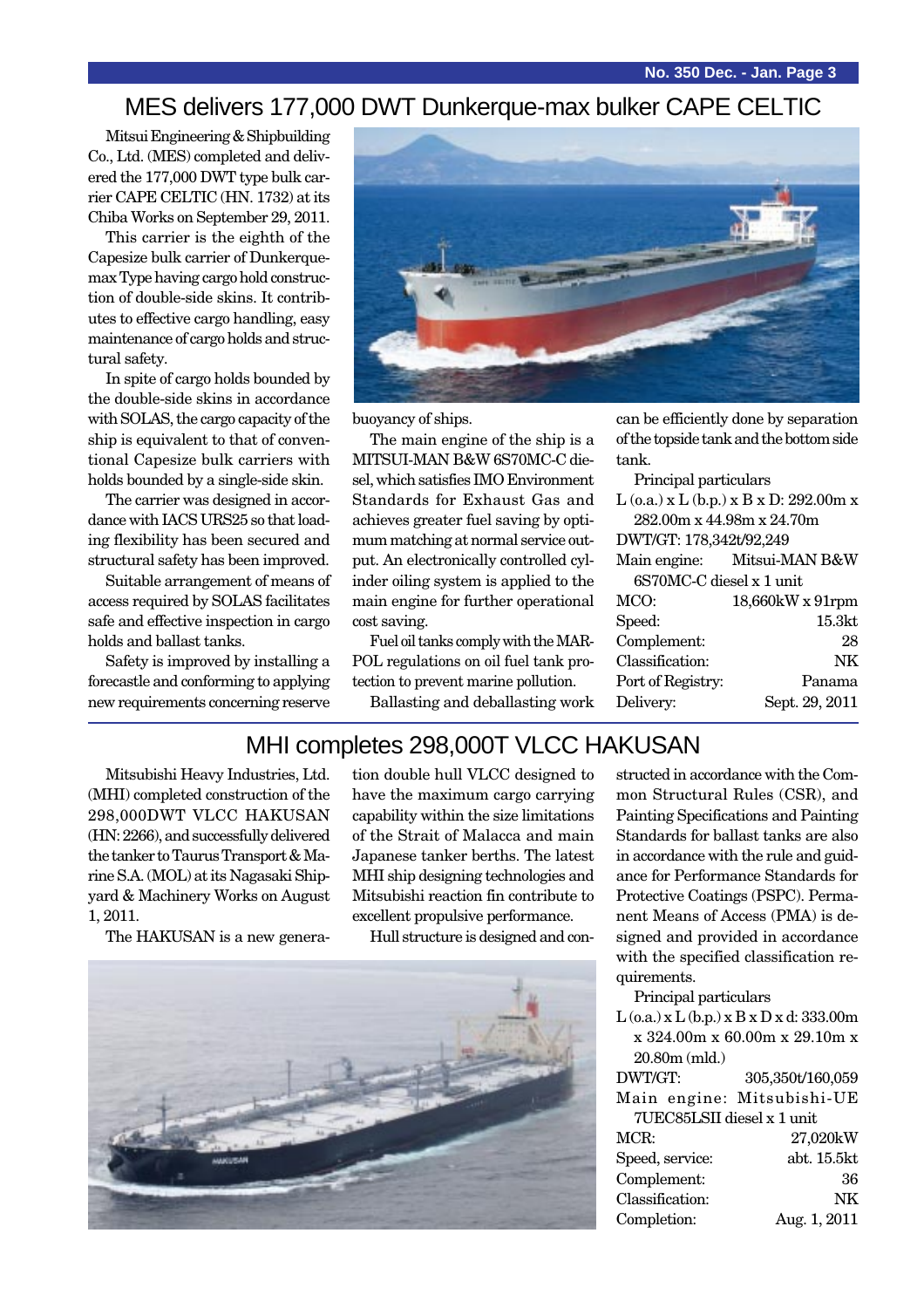## MES delivers 177,000 DWT Dunkerque-max bulker CAPE CELTIC

Mitsui Engineering & Shipbuilding Co., Ltd. (MES) completed and delivered the 177,000 DWT type bulk carrier CAPE CELTIC (HN. 1732) at its Chiba Works on September 29, 2011.

This carrier is the eighth of the Capesize bulk carrier of Dunkerque-max Type having cargo hold construction of double-side skins. It contributes to effective cargo handling, easy maintenance of cargo holds and structural safety.

In spite of cargo holds bounded by the double-side skins in accordance with SOLAS, the cargo capacity of the ship is equivalent to that of conventional Capesize bulk carriers with holds bounded by a single-side skin.

The carrier was designed in accordance with IACS URS25 so that loading flexibility has been secured and structural safety has been improved.

Suitable arrangement of means of access required by SOLAS facilitates safe and effective inspection in cargo holds and ballast tanks.

Safety is improved by installing a forecastle and conforming to applying new requirements concerning reserve buoyancy of ships.

The main engine of the ship is a MITSUI-MAN B&W 6S70MC-C diesel, which satisfies IMO Environment Standards for Exhaust Gas and achieves greater fuel saving by optimum matching at normal service output. An electronically controlled cylinder oiling system is applied to the main engine for further operational cost saving.

Fuel oil tanks comply with the MARPOL regulations on oil fuel tank protection to prevent marine pollution.

Ballasting and deballasting work can be efficiently done by separation of the topside tank and the bottom side tank.

Principal particulars

L (o.a.) x L (b.p.) x B x D: 292.00m x 282.00m x 44.98m x 24.70m
DWT/GT: 178,342t/92,249
Main engine: Mitsui-MAN B&W 6S70MC-C diesel x 1 unit
MCO: 18,660kW x 91rpm
Speed: 15.3kt
Complement: 28
Classification: NK
Port of Registry: Panama
Delivery: Sept. 29, 2011

## MHI completes 298,000T VLCC HAKUSAN

Mitsubishi Heavy Industries, Ltd. (MHI) completed construction of the 298,000DWT VLCC HAKUSAN (HN: 2266), and successfully delivered the tanker to Taurus Transport & Marine S.A. (MOL) at its Nagasaki Shipyard & Machinery Works on August 1, 2011.

The HAKUSAN is a new generation double hull VLCC designed to have the maximum cargo carrying capability within the size limitations of the Strait of Malacca and main Japanese tanker berths. The latest MHI ship designing technologies and Mitsubishi reaction fin contribute to excellent propulsive performance.

Hull structure is designed and constructed in accordance with the Common Structural Rules (CSR), and Painting Specifications and Painting Standards for ballast tanks are also in accordance with the rule and guidance for Performance Standards for Protective Coatings (PSPC). Permanent Means of Access (PMA) is designed and provided in accordance with the specified classification requirements.

Principal particulars

L (o.a.) x L (b.p.) x B x D x d: 333.00m x 324.00m x 60.00m x 29.10m x 20.80m (mld.)
DWT/GT: 305,350t/160,059
Main engine: Mitsubishi-UE 7UEC85LSII diesel x 1 unit
MCR: 27,020kW
Speed, service: abt. 15.5kt
Complement: 36
Classification: NK
Completion: Aug. 1, 2011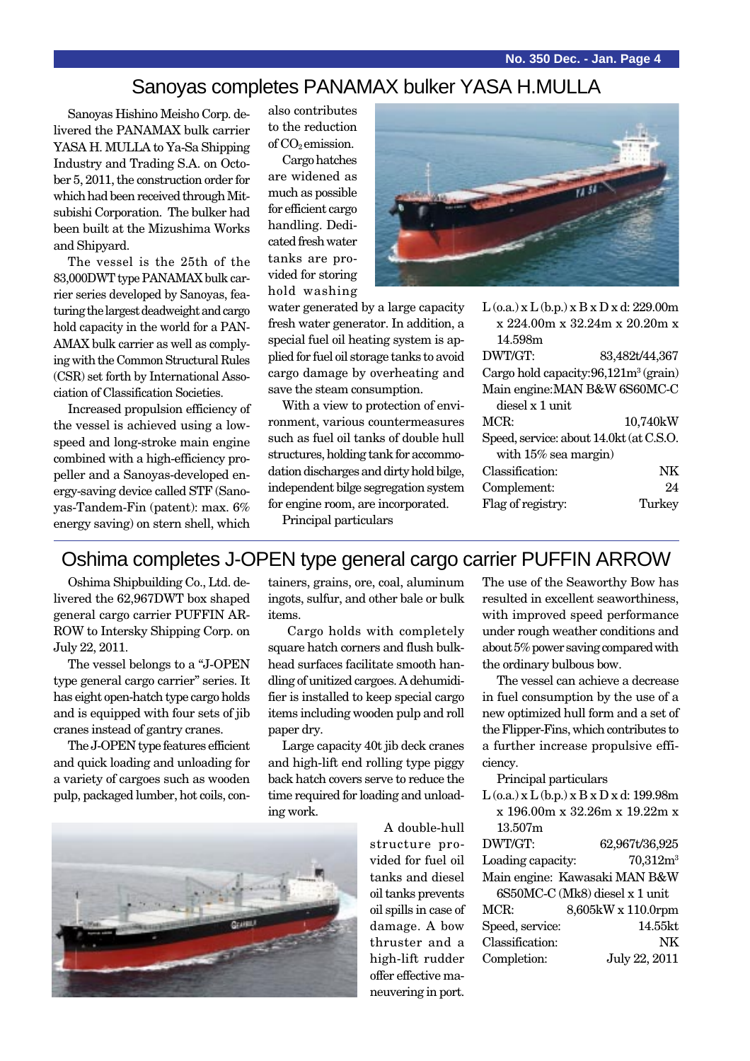# Sanoyas completes PANAMAX bulker YASA H.MULLA

Sanoyas Hishino Meisho Corp. delivered the PANAMAX bulk carrier YASA H. MULLA to Ya-Sa Shipping Industry and Trading S.A. on October 5, 2011, the construction order for which had been received through Mitsubishi Corporation. The bulker had been built at the Mizushima Works and Shipyard.

The vessel is the 25th of the 83,000DWT type PANAMAX bulk carrier series developed by Sanoyas, featuring the largest deadweight and cargo hold capacity in the world for a PANAMAX bulk carrier as well as complying with the Common Structural Rules (CSR) set forth by International Association of Classification Societies.

Increased propulsion efficiency of the vessel is achieved using a low-speed and long-stroke main engine combined with a high-efficiency propeller and a Sanoyas-developed energy-saving device called STF (Sanoyas-Tandem-Fin (patent): max. 6% energy saving) on stern shell, which also contributes to the reduction of $CO_2$ emission.

Cargo hatches are widened as much as possible for efficient cargo handling. Dedicated fresh water tanks are provided for storing hold washing water generated by a large capacity fresh water generator. In addition, a special fuel oil heating system is applied for fuel oil storage tanks to avoid cargo damage by overheating and save the steam consumption.

With a view to protection of environment, various countermeasures such as fuel oil tanks of double hull structures, holding tank for accommodation discharges and dirty hold bilge, independent bilge segregation system for engine room, are incorporated.

Principal particulars

L (o.a.) x L (b.p.) x B x D x d: 229.00m x 224.00m x 32.24m x 20.20m x 14.598m
DWT/GT: 83,482t/44,367
Cargo hold capacity: 96,121m³ (grain)
Main engine: MAN B&W 6S60MC-C diesel x 1 unit
MCR: 10,740kW
Speed, service: about 14.0kt (at C.S.O. with 15% sea margin)
Classification: NK
Complement: 24
Flag of registry: Turkey

# Oshima completes J-OPEN type general cargo carrier PUFFIN ARROW

Oshima Shipbuilding Co., Ltd. delivered the 62,967DWT box shaped general cargo carrier PUFFIN ARROW to Intersky Shipping Corp. on July 22, 2011.

The vessel belongs to a "J-OPEN type general cargo carrier" series. It has eight open-hatch type cargo holds and is equipped with four sets of jib cranes instead of gantry cranes.

The J-OPEN type features efficient and quick loading and unloading for a variety of cargoes such as wooden pulp, packaged lumber, hot coils, containers, grains, ore, coal, aluminum ingots, sulfur, and other bale or bulk items.

Cargo holds with completely square hatch corners and flush bulkhead surfaces facilitate smooth handling of unitized cargoes. A dehumidifier is installed to keep special cargo items including wooden pulp and roll paper dry.

Large capacity 40t jib deck cranes and high-lift end rolling type piggy back hatch covers serve to reduce the time required for loading and unloading work.

A double-hull structure provided for fuel oil tanks and diesel oil tanks prevents oil spills in case of damage. A bow thruster and a high-lift rudder offer effective maneuvering in port.

The use of the Seaworthy Bow has resulted in excellent seaworthiness, with improved speed performance under rough weather conditions and about 5% power saving compared with the ordinary bulbous bow.

The vessel can achieve a decrease in fuel consumption by the use of a new optimized hull form and a set of the Flipper-Fins, which contributes to a further increase propulsive efficiency.

Principal particulars

L (o.a.) x L (b.p.) x B x D x d: 199.98m x 196.00m x 32.26m x 19.22m x 13.507m
DWT/GT: 62,967t/36,925
Loading capacity: 70,312m³
Main engine: Kawasaki MAN B&W 6S50MC-C (Mk8) diesel x 1 unit
MCR: 8,605kW x 110.0rpm
Speed, service: 14.55kt
Classification: NK
Completion: July 22, 2011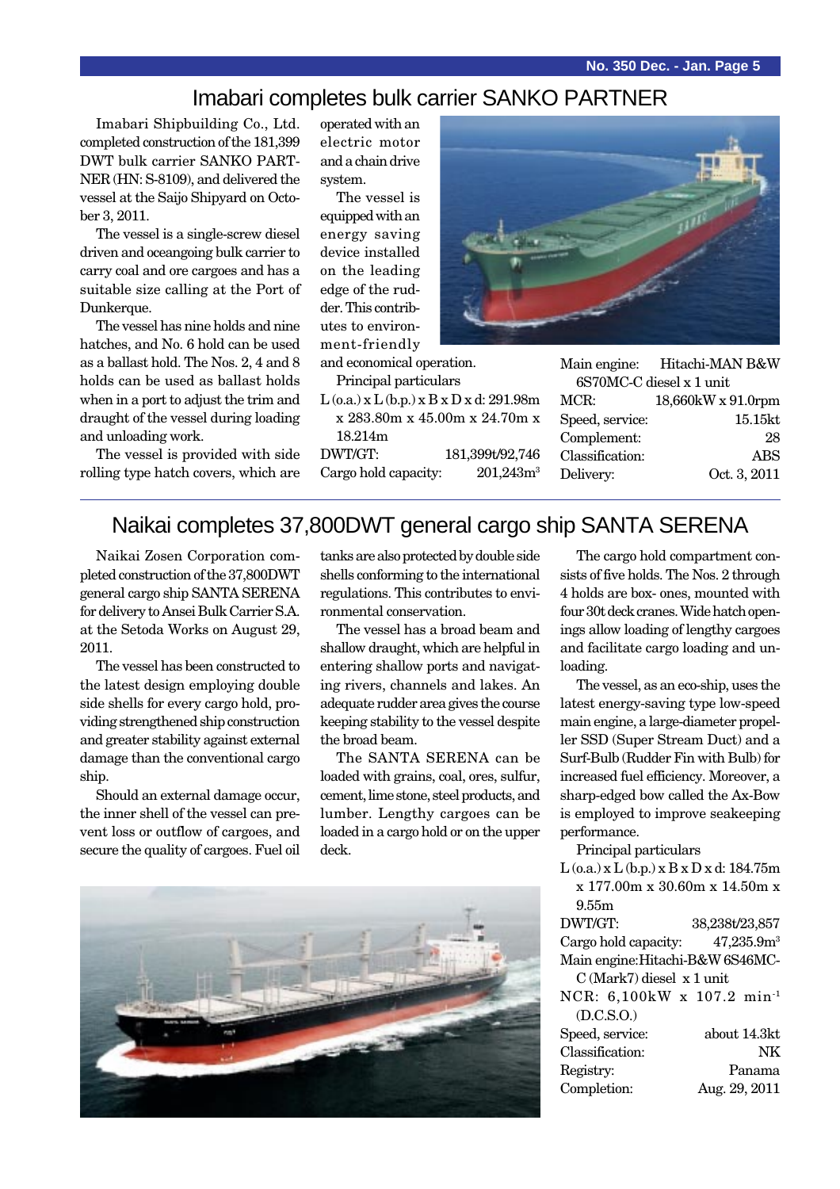# Imabari completes bulk carrier SANKO PARTNER

Imabari Shipbuilding Co., Ltd. completed construction of the 181,399 DWT bulk carrier SANKO PARTNER (HN: S-8109), and delivered the vessel at the Saijo Shipyard on October 3, 2011.

The vessel is a single-screw diesel driven and oceangoing bulk carrier to carry coal and ore cargoes and has a suitable size calling at the Port of Dunkerque.

The vessel has nine holds and nine hatches, and No. 6 hold can be used as a ballast hold. The Nos. 2, 4 and 8 holds can be used as ballast holds when in a port to adjust the trim and draught of the vessel during loading and unloading work.

The vessel is provided with side rolling type hatch covers, which are operated with an electric motor and a chain drive system.

The vessel is equipped with an energy saving device installed on the leading edge of the rudder. This contributes to environment-friendly and economical operation.

Principal particulars

L (o.a.) x L (b.p.) x B x D x d: 291.98m x 283.80m x 45.00m x 24.70m x 18.214m

| | |
|---|---|
| DWT/GT: | 181,399t/92,746 |
| Cargo hold capacity: | 201,243m$^3$ |
| Main engine: | Hitachi-MAN B&W 6S70MC-C diesel x 1 unit |
| MCR: | 18,660kW x 91.0rpm |
| Speed, service: | 15.15kt |
| Complement: | 28 |
| Classification: | ABS |
| Delivery: | Oct. 3, 2011 |

# Naikai completes 37,800DWT general cargo ship SANTA SERENA

Naikai Zosen Corporation completed construction of the 37,800DWT general cargo ship SANTA SERENA for delivery to Ansei Bulk Carrier S.A. at the Setoda Works on August 29, 2011.

The vessel has been constructed to the latest design employing double side shells for every cargo hold, providing strengthened ship construction and greater stability against external damage than the conventional cargo ship.

Should an external damage occur, the inner shell of the vessel can prevent loss or outflow of cargoes, and secure the quality of cargoes. Fuel oil tanks are also protected by double side shells conforming to the international regulations. This contributes to environmental conservation.

The vessel has a broad beam and shallow draught, which are helpful in entering shallow ports and navigating rivers, channels and lakes. An adequate rudder area gives the course keeping stability to the vessel despite the broad beam.

The SANTA SERENA can be loaded with grains, coal, ores, sulfur, cement, lime stone, steel products, and lumber. Lengthy cargoes can be loaded in a cargo hold or on the upper deck.

The cargo hold compartment consists of five holds. The Nos. 2 through 4 holds are box- ones, mounted with four 30t deck cranes. Wide hatch openings allow loading of lengthy cargoes and facilitate cargo loading and unloading.

The vessel, as an eco-ship, uses the latest energy-saving type low-speed main engine, a large-diameter propeller SSD (Super Stream Duct) and a Surf-Bulb (Rudder Fin with Bulb) for increased fuel efficiency. Moreover, a sharp-edged bow called the Ax-Bow is employed to improve seakeeping performance.

Principal particulars

L (o.a.) x L (b.p.) x B x D x d: 184.75m x 177.00m x 30.60m x 14.50m x 9.55m

| | |
|---|---|
| DWT/GT: | 38,238t/23,857 |
| Cargo hold capacity: | 47,235.9m$^3$ |
| Main engine: | Hitachi-B&W 6S46MC-C (Mark7) diesel x 1 unit |
| NCR: | 6,100kW x 107.2 min$^{-1}$ (D.C.S.O.) |
| Speed, service: | about 14.3kt |
| Classification: | NK |
| Registry: | Panama |
| Completion: | Aug. 29, 2011 |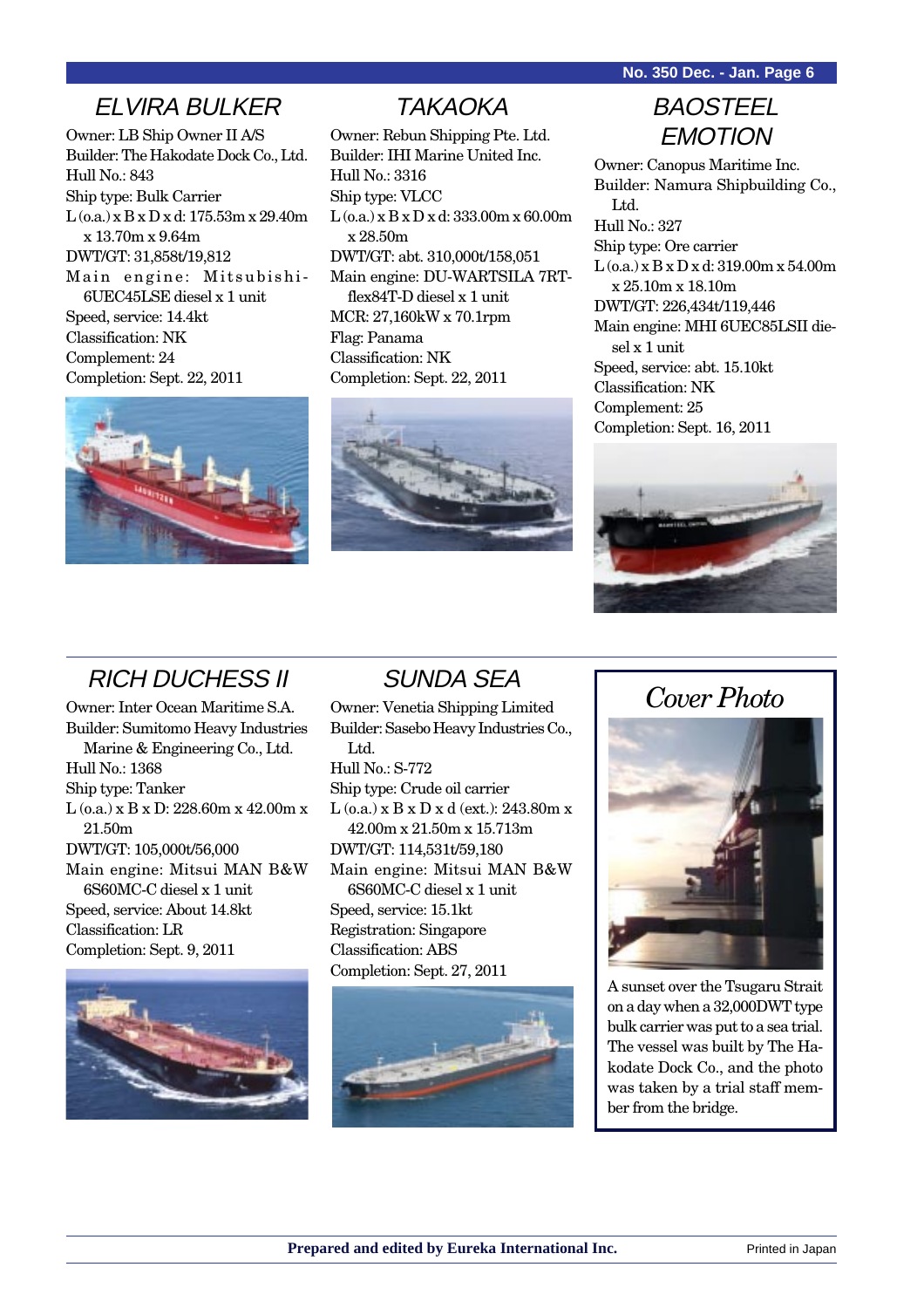## ELVIRA BULKER

Owner: LB Ship Owner II A/S
Builder: The Hakodate Dock Co., Ltd.
Hull No.: 843
Ship type: Bulk Carrier
L (o.a.) x B x D x d: 175.53m x 29.40m x 13.70m x 9.64m
DWT/GT: 31,858t/19,812
Main engine: Mitsubishi-6UEC45LSE diesel x 1 unit
Speed, service: 14.4kt
Classification: NK
Complement: 24
Completion: Sept. 22, 2011

## TAKAOKA

Owner: Rebun Shipping Pte. Ltd.
Builder: IHI Marine United Inc.
Hull No.: 3316
Ship type: VLCC
L (o.a.) x B x D x d: 333.00m x 60.00m x 28.50m
DWT/GT: abt. 310,000t/158,051
Main engine: DU-WARTSILA 7RT-flex84T-D diesel x 1 unit
MCR: 27,160kW x 70.1rpm
Flag: Panama
Classification: NK
Completion: Sept. 22, 2011

## BAOSTEEL EMOTION

Owner: Canopus Maritime Inc.
Builder: Namura Shipbuilding Co., Ltd.
Hull No.: 327
Ship type: Ore carrier
L (o.a.) x B x D x d: 319.00m x 54.00m x 25.10m x 18.10m
DWT/GT: 226,434t/119,446
Main engine: MHI 6UEC85LSII diesel x 1 unit
Speed, service: abt. 15.10kt
Classification: NK
Complement: 25
Completion: Sept. 16, 2011

## RICH DUCHESS II

Owner: Inter Ocean Maritime S.A.
Builder: Sumitomo Heavy Industries Marine & Engineering Co., Ltd.
Hull No.: 1368
Ship type: Tanker
L (o.a.) x B x D: 228.60m x 42.00m x 21.50m
DWT/GT: 105,000t/56,000
Main engine: Mitsui MAN B&W 6S60MC-C diesel x 1 unit
Speed, service: About 14.8kt
Classification: LR
Completion: Sept. 9, 2011

## SUNDA SEA

Owner: Venetia Shipping Limited
Builder: Sasebo Heavy Industries Co., Ltd.
Hull No.: S-772
Ship type: Crude oil carrier
L (o.a.) x B x D x d (ext.): 243.80m x 42.00m x 21.50m x 15.713m
DWT/GT: 114,531t/59,180
Main engine: Mitsui MAN B&W 6S60MC-C diesel x 1 unit
Speed, service: 15.1kt
Registration: Singapore
Classification: ABS
Completion: Sept. 27, 2011

## *Cover Photo*

A sunset over the Tsugaru Strait on a day when a 32,000DWT type bulk carrier was put to a sea trial. The vessel was built by The Hakodate Dock Co., and the photo was taken by a trial staff member from the bridge.

**Prepared and edited by Eureka International Inc.**

Printed in Japan